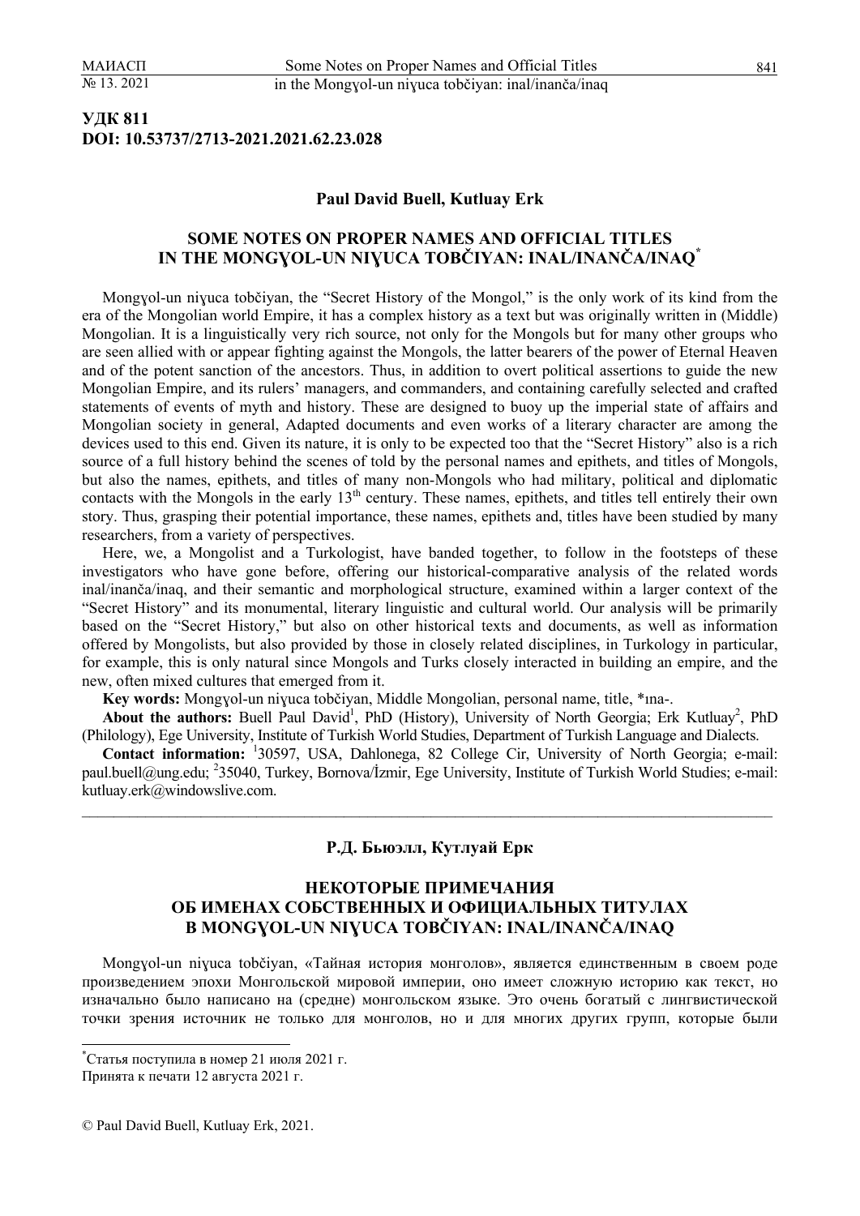**УДК 811**
**DOI: 10.53737/2713-2021.2021.62.23.028**

**Paul David Buell, Kutluay Erk**

## SOME NOTES ON PROPER NAMES AND OFFICIAL TITLES IN THE MONGƔOL-UN NIƔUCA TOBČIYAN: INAL/INANČA/INAQ[*]

Mongγol-un niγuca tobčiyan, the "Secret History of the Mongol," is the only work of its kind from the era of the Mongolian world Empire, it has a complex history as a text but was originally written in (Middle) Mongolian. It is a linguistically very rich source, not only for the Mongols but for many other groups who are seen allied with or appear fighting against the Mongols, the latter bearers of the power of Eternal Heaven and of the potent sanction of the ancestors. Thus, in addition to overt political assertions to guide the new Mongolian Empire, and its rulers' managers, and commanders, and containing carefully selected and crafted statements of events of myth and history. These are designed to buoy up the imperial state of affairs and Mongolian society in general, Adapted documents and even works of a literary character are among the devices used to this end. Given its nature, it is only to be expected too that the "Secret History" also is a rich source of a full history behind the scenes of told by the personal names and epithets, and titles of Mongols, but also the names, epithets, and titles of many non-Mongols who had military, political and diplomatic contacts with the Mongols in the early 13th century. These names, epithets, and titles tell entirely their own story. Thus, grasping their potential importance, these names, epithets and, titles have been studied by many researchers, from a variety of perspectives.

Here, we, a Mongolist and a Turkologist, have banded together, to follow in the footsteps of these investigators who have gone before, offering our historical-comparative analysis of the related words inal/inanča/inaq, and their semantic and morphological structure, examined within a larger context of the "Secret History" and its monumental, literary linguistic and cultural world. Our analysis will be primarily based on the "Secret History," but also on other historical texts and documents, as well as information offered by Mongolists, but also provided by those in closely related disciplines, in Turkology in particular, for example, this is only natural since Mongols and Turks closely interacted in building an empire, and the new, often mixed cultures that emerged from it.

**Key words:** Mongγol-un niγuca tobčiyan, Middle Mongolian, personal name, title, *ına-.

**About the authors:** Buell Paul David[1], PhD (History), University of North Georgia; Erk Kutluay[2], PhD (Philology), Ege University, Institute of Turkish World Studies, Department of Turkish Language and Dialects.

**Contact information:** [1]30597, USA, Dahlonega, 82 College Cir, University of North Georgia; e-mail: paul.buell@ung.edu; [2]35040, Turkey, Bornova/İzmir, Ege University, Institute of Turkish World Studies; e-mail: kutluay.erk@windowslive.com.

---

**Р.Д. Бьюэлл, Кутлуай Ерк**

## НЕКОТОРЫЕ ПРИМЕЧАНИЯ ОБ ИМЕНАХ СОБСТВЕННЫХ И ОФИЦИАЛЬНЫХ ТИТУЛАХ В MONGƔOL-UN NIƔUCA TOBČIYAN: INAL/INANČA/INAQ

Mongγol-un niγuca tobčiyan, «Тайная история монголов», является единственным в своем роде произведением эпохи Монгольской мировой империи, оно имеет сложную историю как текст, но изначально было написано на (средне) монгольском языке. Это очень богатый с лингвистической точки зрения источник не только для монголов, но и для многих других групп, которые были

---

[*] Статья поступила в номер 21 июля 2021 г.
Принята к печати 12 августа 2021 г.

© Paul David Buell, Kutluay Erk, 2021.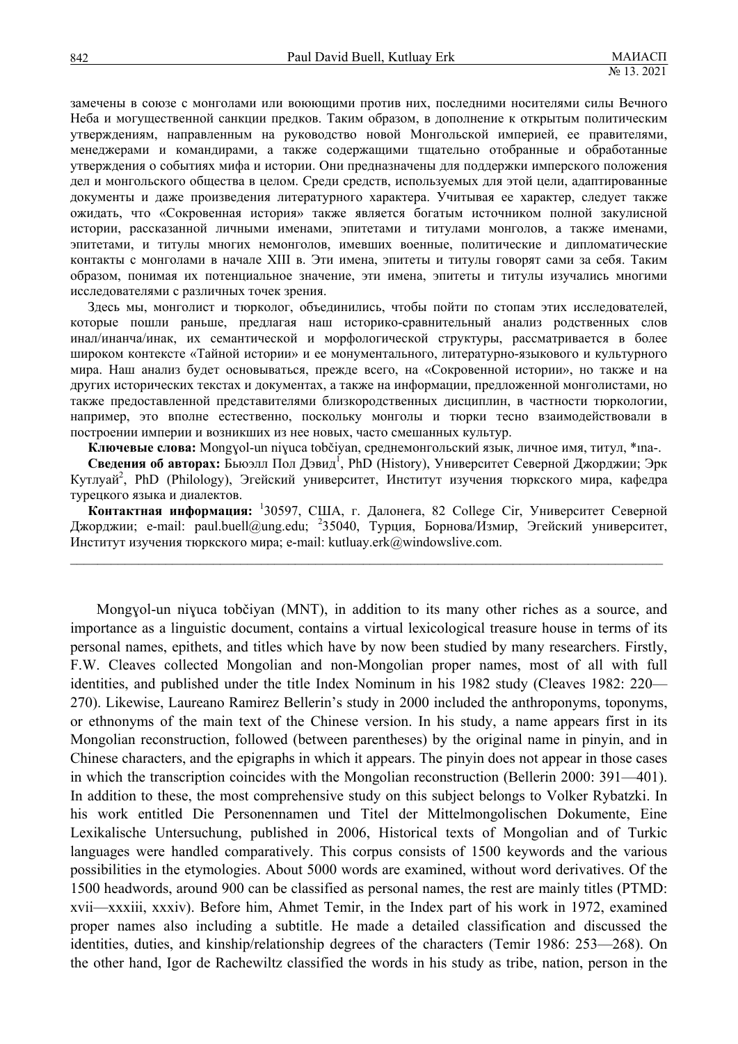замечены в союзе с монголами или воюющими против них, последними носителями силы Вечного Неба и могущественной санкции предков. Таким образом, в дополнение к открытым политическим утверждениям, направленным на руководство новой Монгольской империей, ее правителями, менеджерами и командирами, а также содержащими тщательно отобранные и обработанные утверждения о событиях мифа и истории. Они предназначены для поддержки имперского положения дел и монгольского общества в целом. Среди средств, используемых для этой цели, адаптированные документы и даже произведения литературного характера. Учитывая ее характер, следует также ожидать, что «Сокровенная история» также является богатым источником полной закулисной истории, рассказанной личными именами, эпитетами и титулами монголов, а также именами, эпитетами, и титулы многих немонголов, имевших военные, политические и дипломатические контакты с монголами в начале XIII в. Эти имена, эпитеты и титулы говорят сами за себя. Таким образом, понимая их потенциальное значение, эти имена, эпитеты и титулы изучались многими исследователями с различных точек зрения.

Здесь мы, монголист и тюрколог, объединились, чтобы пойти по стопам этих исследователей, которые пошли раньше, предлагая наш историко-сравнительный анализ родственных слов инал/инанча/инак, их семантической и морфологической структуры, рассматривается в более широком контексте «Тайной истории» и ее монументального, литературно-языкового и культурного мира. Наш анализ будет основываться, прежде всего, на «Сокровенной истории», но также и на других исторических текстах и документах, а также на информации, предложенной монголистами, но также предоставленной представителями близкородственных дисциплин, в частности тюркологии, например, это вполне естественно, поскольку монголы и тюрки тесно взаимодействовали в построении империи и возникших из нее новых, часто смешанных культур.

**Ключевые слова:** Mongɣol-un niɣuca tobčiyan, среднемонгольский язык, личное имя, титул, *ına-.

**Сведения об авторах:** Бьюэлл Пол Дэвид[1], PhD (History), Университет Северной Джорджии; Эрк Кутлуай[2], PhD (Philology), Эгейский университет, Институт изучения тюркского мира, кафедра турецкого языка и диалектов.

**Контактная информация:** [1]30597, США, г. Далонега, 82 College Cir, Университет Северной Джорджии; e-mail: paul.buell@ung.edu; [2]35040, Турция, Борнова/Измир, Эгейский университет, Институт изучения тюркского мира; e-mail: kutluay.erk@windowslive.com.

---

Mongɣol-un niɣuca tobčiyan (MNT), in addition to its many other riches as a source, and importance as a linguistic document, contains a virtual lexicological treasure house in terms of its personal names, epithets, and titles which have by now been studied by many researchers. Firstly, F.W. Cleaves collected Mongolian and non-Mongolian proper names, most of all with full identities, and published under the title Index Nominum in his 1982 study (Cleaves 1982: 220—270). Likewise, Laureano Ramirez Bellerin's study in 2000 included the anthroponyms, toponyms, or ethnonyms of the main text of the Chinese version. In his study, a name appears first in its Mongolian reconstruction, followed (between parentheses) by the original name in pinyin, and in Chinese characters, and the epigraphs in which it appears. The pinyin does not appear in those cases in which the transcription coincides with the Mongolian reconstruction (Bellerin 2000: 391—401). In addition to these, the most comprehensive study on this subject belongs to Volker Rybatzki. In his work entitled Die Personennamen und Titel der Mittelmongolischen Dokumente, Eine Lexikalische Untersuchung, published in 2006, Historical texts of Mongolian and of Turkic languages were handled comparatively. This corpus consists of 1500 keywords and the various possibilities in the etymologies. About 5000 words are examined, without word derivatives. Of the 1500 headwords, around 900 can be classified as personal names, the rest are mainly titles (PTMD: xvii—xxxiii, xxxiv). Before him, Ahmet Temir, in the Index part of his work in 1972, examined proper names also including a subtitle. He made a detailed classification and discussed the identities, duties, and kinship/relationship degrees of the characters (Temir 1986: 253—268). On the other hand, Igor de Rachewiltz classified the words in his study as tribe, nation, person in the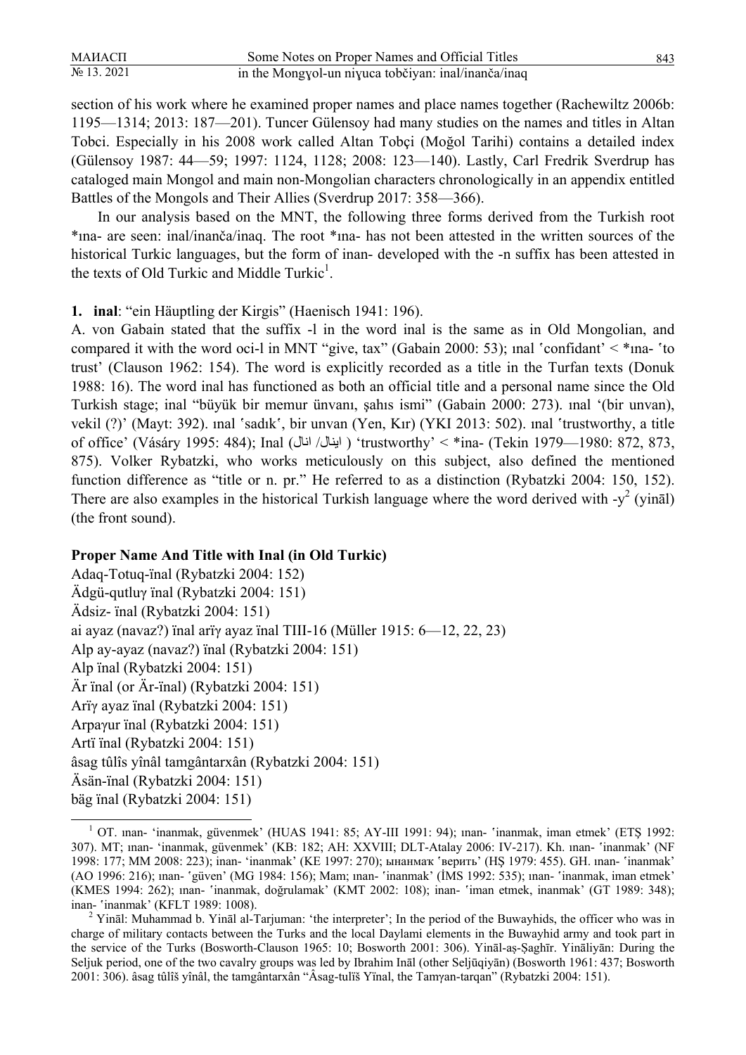section of his work where he examined proper names and place names together (Rachewiltz 2006b: 1195—1314; 2013: 187—201). Tuncer Gülensoy had many studies on the names and titles in Altan Tobci. Especially in his 2008 work called Altan Tobçi (Moğol Tarihi) contains a detailed index (Gülensoy 1987: 44—59; 1997: 1124, 1128; 2008: 123—140). Lastly, Carl Fredrik Sverdrup has cataloged main Mongol and main non-Mongolian characters chronologically in an appendix entitled Battles of the Mongols and Their Allies (Sverdrup 2017: 358—366).

In our analysis based on the MNT, the following three forms derived from the Turkish root *ına- are seen: inal/inanča/inaq. The root *ına- has not been attested in the written sources of the historical Turkic languages, but the form of inan- developed with the -n suffix has been attested in the texts of Old Turkic and Middle Turkic[1].

**1. inal**: "ein Häuptling der Kirgis" (Haenisch 1941: 196).

A. von Gabain stated that the suffix -l in the word inal is the same as in Old Mongolian, and compared it with the word oci-l in MNT "give, tax" (Gabain 2000: 53); ınal ʽconfidant' < *ına- ʽto trust' (Clauson 1962: 154). The word is explicitly recorded as a title in the Turfan texts (Donuk 1988: 16). The word inal has functioned as both an official title and a personal name since the Old Turkish stage; inal "büyük bir memur ünvanı, şahıs ismi" (Gabain 2000: 273). ınal '(bir unvan), vekil (?)' (Mayt: 392). ınal ʽsadıkʽ, bir unvan (Yen, Kır) (YKI 2013: 502). ınal ʽtrustworthy, a title of office' (Vásáry 1995: 484); Inal (اينال /انال) 'trustworthy' < *ina- (Tekin 1979—1980: 872, 873, 875). Volker Rybatzki, who works meticulously on this subject, also defined the mentioned function difference as "title or n. pr." He referred to as a distinction (Rybatzki 2004: 150, 152). There are also examples in the historical Turkish language where the word derived with -y[2] (yināl) (the front sound).

**Proper Name And Title with Inal (in Old Turkic)**

Adaq-Totuq-ïnal (Rybatzki 2004: 152)
Ädgü-qutluγ ïnal (Rybatzki 2004: 151)
Ädsiz- ïnal (Rybatzki 2004: 151)
ai ayaz (navaz?) ïnal arïγ ayaz ïnal TIII-16 (Müller 1915: 6—12, 22, 23)
Alp ay-ayaz (navaz?) ïnal (Rybatzki 2004: 151)
Alp ïnal (Rybatzki 2004: 151)
Är ïnal (or Är-ïnal) (Rybatzki 2004: 151)
Arïγ ayaz ïnal (Rybatzki 2004: 151)
Arpaγur ïnal (Rybatzki 2004: 151)
Artï ïnal (Rybatzki 2004: 151)
âsag tûlîs yînâl tamgântarxân (Rybatzki 2004: 151)
Äsän-ïnal (Rybatzki 2004: 151)
bäg ïnal (Rybatzki 2004: 151)

[1] OT. ınan- 'inanmak, güvenmek' (HUAS 1941: 85; AY-III 1991: 94); ınan- ʽinanmak, iman etmek' (ETŞ 1992: 307). MT; ınan- 'inanmak, güvenmek' (KB: 182; AH: XXVIII; DLT-Atalay 2006: IV-217). Kh. ınan- ʽinanmak' (NF 1998: 177; MM 2008: 223); inan- 'inanmak' (KE 1997: 270); ынанмак ʽверить' (HŞ 1979: 455). GH. ınan- ʽinanmak' (AO 1996: 216); ınan- ʽgüven' (MG 1984: 156); Mam; ınan- ʽinanmak' (İMS 1992: 535); ınan- ʽinanmak, iman etmek' (KMES 1994: 262); ınan- ʽinanmak, doğrulamak' (KMT 2002: 108); inan- ʽiman etmek, inanmak' (GT 1989: 348); inan- ʽinanmak' (KFLT 1989: 1008).

[2] Yināl: Muhammad b. Yināl al-Tarjuman: 'the interpreter'; In the period of the Buwayhids, the officer who was in charge of military contacts between the Turks and the local Daylami elements in the Buwayhid army and took part in the service of the Turks (Bosworth-Clauson 1965: 10; Bosworth 2001: 306). Yināl-aṣ-Ṣaghīr. Yināliyān: During the Seljuk period, one of the two cavalry groups was led by Ibrahim Ināl (other Seljūqiyān) (Bosworth 1961: 437; Bosworth 2001: 306). âsag tûlîš yînâl, the tamgântarxân "Âsag-tulïš Yïnal, the Tamγan-tarqan" (Rybatzki 2004: 151).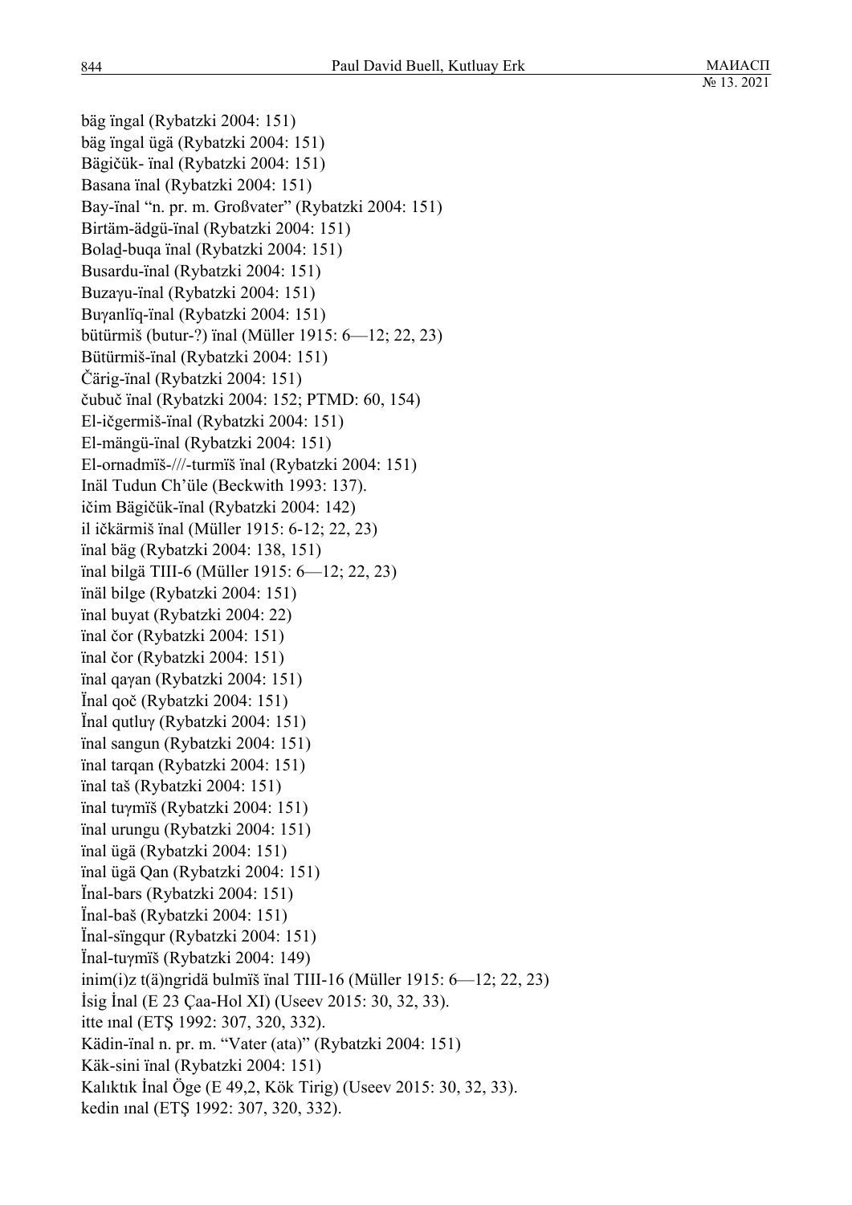bäg ïngal (Rybatzki 2004: 151)
bäg ïngal ügä (Rybatzki 2004: 151)
Bägičük- ïnal (Rybatzki 2004: 151)
Basana ïnal (Rybatzki 2004: 151)
Bay-ïnal "n. pr. m. Großvater" (Rybatzki 2004: 151)
Birtäm-ädgü-ïnal (Rybatzki 2004: 151)
Bolaḏ-buqa ïnal (Rybatzki 2004: 151)
Busardu-ïnal (Rybatzki 2004: 151)
Buzaγu-ïnal (Rybatzki 2004: 151)
Buγanlïq-ïnal (Rybatzki 2004: 151)
bütürmiš (butur-?) ïnal (Müller 1915: 6—12; 22, 23)
Bütürmiš-ïnal (Rybatzki 2004: 151)
Čärig-ïnal (Rybatzki 2004: 151)
čubuč ïnal (Rybatzki 2004: 152; PTMD: 60, 154)
El-ičgermiš-ïnal (Rybatzki 2004: 151)
El-mängü-ïnal (Rybatzki 2004: 151)
El-ornadmïš-///-turmïš ïnal (Rybatzki 2004: 151)
Inäl Tudun Ch'üle (Beckwith 1993: 137).
ičim Bägičük-ïnal (Rybatzki 2004: 142)
il ičkärmiš ïnal (Müller 1915: 6-12; 22, 23)
ïnal bäg (Rybatzki 2004: 138, 151)
ïnal bilgä TIII-6 (Müller 1915: 6—12; 22, 23)
ïnäl bilge (Rybatzki 2004: 151)
ïnal buyat (Rybatzki 2004: 22)
ïnal čor (Rybatzki 2004: 151)
ïnal čor (Rybatzki 2004: 151)
ïnal qaγan (Rybatzki 2004: 151)
Ïnal qoč (Rybatzki 2004: 151)
Ïnal qutluγ (Rybatzki 2004: 151)
ïnal sangun (Rybatzki 2004: 151)
ïnal tarqan (Rybatzki 2004: 151)
ïnal taš (Rybatzki 2004: 151)
ïnal tuγmïš (Rybatzki 2004: 151)
ïnal urungu (Rybatzki 2004: 151)
ïnal ügä (Rybatzki 2004: 151)
ïnal ügä Qan (Rybatzki 2004: 151)
Ïnal-bars (Rybatzki 2004: 151)
Ïnal-baš (Rybatzki 2004: 151)
Ïnal-sïngqur (Rybatzki 2004: 151)
Ïnal-tuγmïš (Rybatzki 2004: 149)
inim(i)z t(ä)ngridä bulmïš ïnal TIII-16 (Müller 1915: 6—12; 22, 23)
İsig İnal (E 23 Çaa-Hol XI) (Useev 2015: 30, 32, 33).
itte ınal (ETŞ 1992: 307, 320, 332).
Kädin-ïnal n. pr. m. "Vater (ata)" (Rybatzki 2004: 151)
Käk-sini ïnal (Rybatzki 2004: 151)
Kalıktık İnal Öge (E 49,2, Kök Tirig) (Useev 2015: 30, 32, 33).
kedin ınal (ETŞ 1992: 307, 320, 332).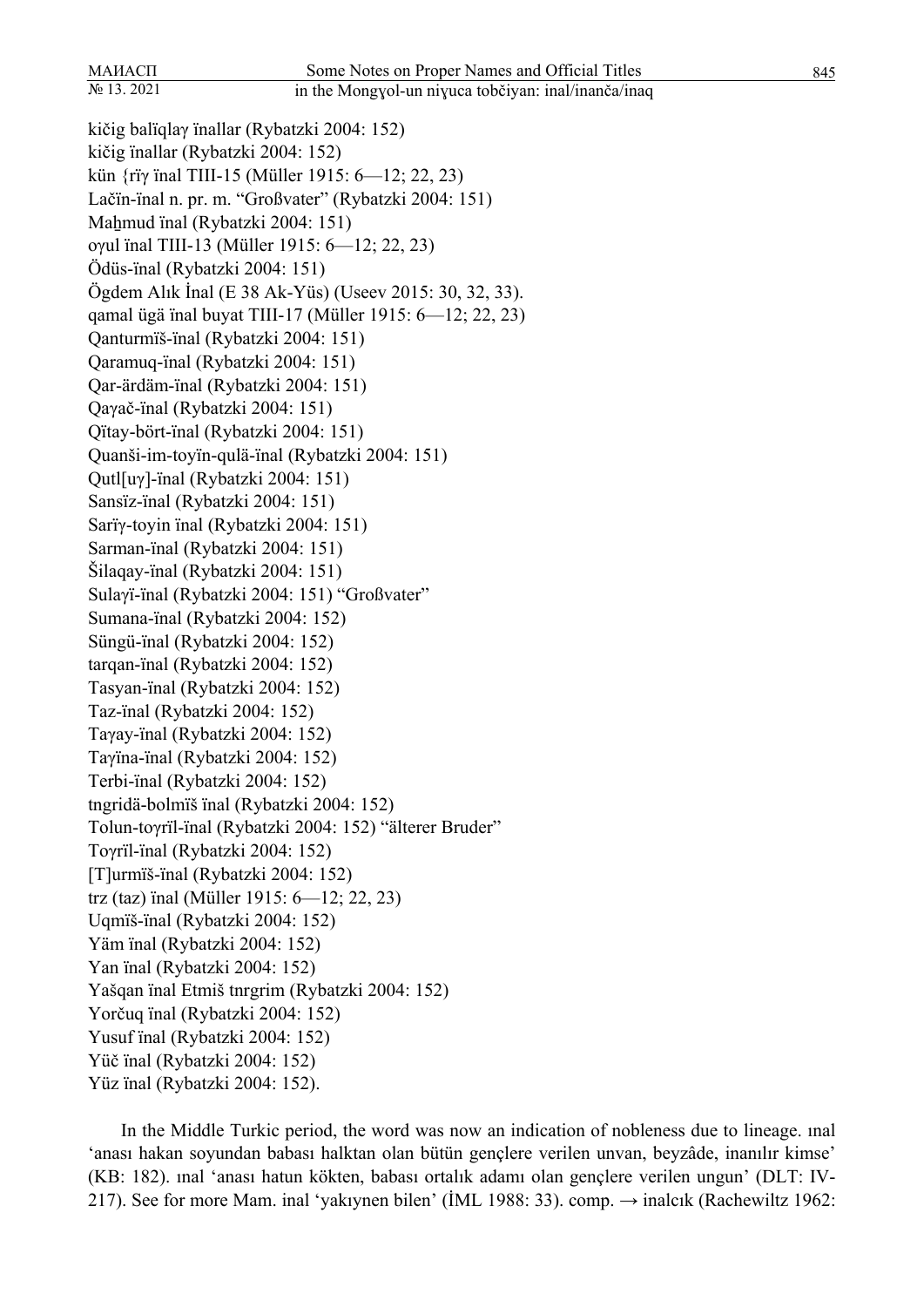kičig balïqlaγ ïnallar (Rybatzki 2004: 152)
kičig ïnallar (Rybatzki 2004: 152)
kün {rïγ ïnal TIII-15 (Müller 1915: 6—12; 22, 23)
Lačïn-ïnal n. pr. m. “Großvater” (Rybatzki 2004: 151)
Maẖmud ïnal (Rybatzki 2004: 151)
oγul ïnal TIII-13 (Müller 1915: 6—12; 22, 23)
Ödüs-ïnal (Rybatzki 2004: 151)
Ögdem Alık İnal (E 38 Ak-Yüs) (Useev 2015: 30, 32, 33).
qamal ügä ïnal buyat TIII-17 (Müller 1915: 6—12; 22, 23)
Qanturmïš-ïnal (Rybatzki 2004: 151)
Qaramuq-ïnal (Rybatzki 2004: 151)
Qar-ärdäm-ïnal (Rybatzki 2004: 151)
Qaγač-ïnal (Rybatzki 2004: 151)
Qïtay-bört-ïnal (Rybatzki 2004: 151)
Quanši-im-toyïn-qulä-ïnal (Rybatzki 2004: 151)
Qutl[uγ]-ïnal (Rybatzki 2004: 151)
Sansïz-ïnal (Rybatzki 2004: 151)
Sarïγ-toyin ïnal (Rybatzki 2004: 151)
Sarman-ïnal (Rybatzki 2004: 151)
Šilaqay-ïnal (Rybatzki 2004: 151)
Sulaγï-ïnal (Rybatzki 2004: 151) “Großvater”
Sumana-ïnal (Rybatzki 2004: 152)
Süngü-ïnal (Rybatzki 2004: 152)
tarqan-ïnal (Rybatzki 2004: 152)
Tasyan-ïnal (Rybatzki 2004: 152)
Taz-ïnal (Rybatzki 2004: 152)
Taγay-ïnal (Rybatzki 2004: 152)
Taγïna-ïnal (Rybatzki 2004: 152)
Terbi-ïnal (Rybatzki 2004: 152)
tngridä-bolmïš ïnal (Rybatzki 2004: 152)
Tolun-toγrïl-ïnal (Rybatzki 2004: 152) “älterer Bruder”
Toγrïl-ïnal (Rybatzki 2004: 152)
[T]urmïš-ïnal (Rybatzki 2004: 152)
trz (taz) ïnal (Müller 1915: 6—12; 22, 23)
Uqmïš-ïnal (Rybatzki 2004: 152)
Yäm ïnal (Rybatzki 2004: 152)
Yan ïnal (Rybatzki 2004: 152)
Yašqan ïnal Etmiš tnrgrim (Rybatzki 2004: 152)
Yorčuq ïnal (Rybatzki 2004: 152)
Yusuf ïnal (Rybatzki 2004: 152)
Yüč ïnal (Rybatzki 2004: 152)
Yüz ïnal (Rybatzki 2004: 152).

In the Middle Turkic period, the word was now an indication of nobleness due to lineage. ınal ‘anası hakan soyundan babası halktan olan bütün gençlere verilen unvan, beyzâde, inanılır kimse’ (KB: 182). ınal ‘anası hatun kökten, babası ortalık adamı olan gençlere verilen ungun’ (DLT: IV-217). See for more Mam. inal ‘yakıynen bilen’ (İML 1988: 33). comp. → inalcık (Rachewiltz 1962: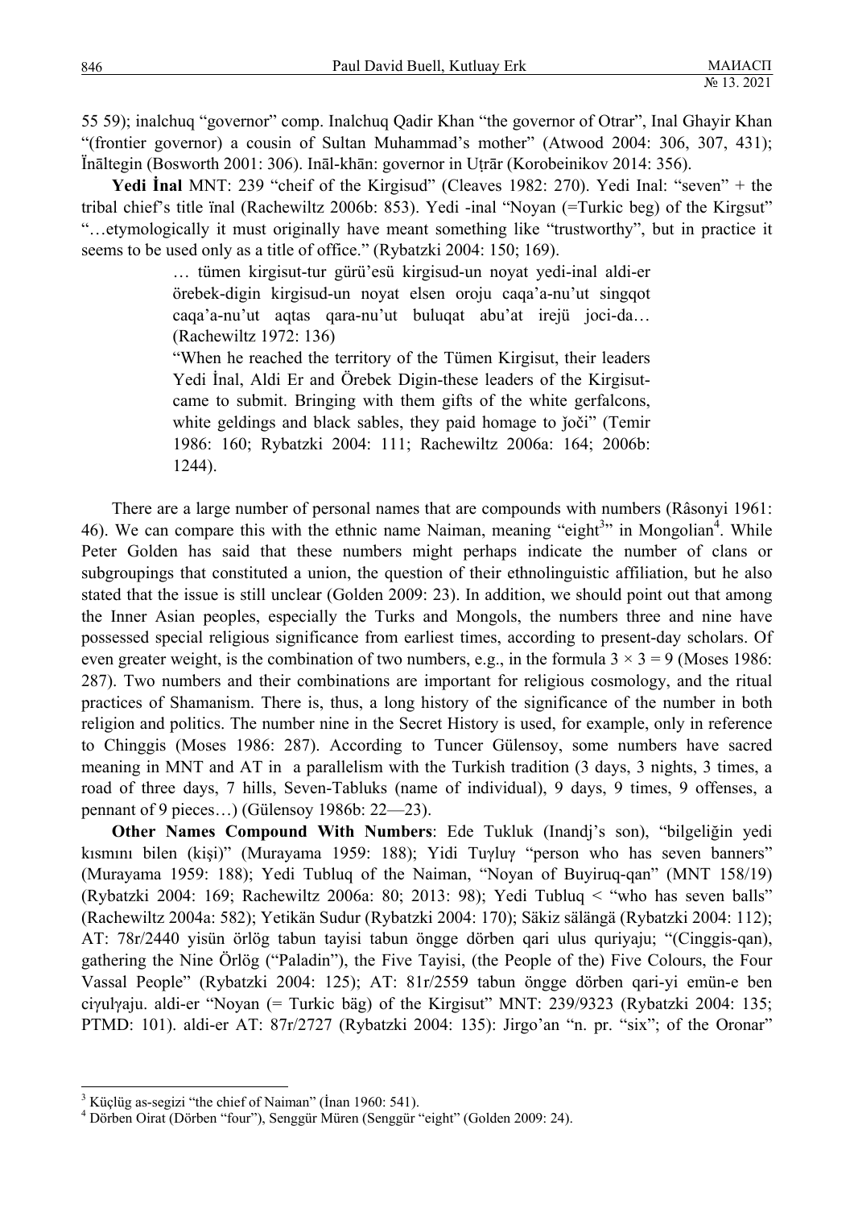55 59); inalchuq "governor" comp. Inalchuq Qadir Khan "the governor of Otrar", Inal Ghayir Khan "(frontier governor) a cousin of Sultan Muhammad's mother" (Atwood 2004: 306, 307, 431); Ïnāltegin (Bosworth 2001: 306). Ināl-khān: governor in Uṭrār (Korobeinikov 2014: 356).

**Yedi İnal** MNT: 239 "cheif of the Kirgisud" (Cleaves 1982: 270). Yedi Inal: "seven" + the tribal chief's title ïnal (Rachewiltz 2006b: 853). Yedi -inal "Noyan (=Turkic beg) of the Kirgsut" "…etymologically it must originally have meant something like "trustworthy", but in practice it seems to be used only as a title of office." (Rybatzki 2004: 150; 169).

> … tümen kirgisut-tur gürü'esü kirgisud-un noyat yedi-inal aldi-er örebek-digin kirgisud-un noyat elsen oroju caqa'a-nu'ut singqot caqa'a-nu'ut aqtas qara-nu'ut buluqat abu'at irejü joci-da… (Rachewiltz 1972: 136)
>
> "When he reached the territory of the Tümen Kirgisut, their leaders Yedi İnal, Aldi Er and Örebek Digin-these leaders of the Kirgisut-came to submit. Bringing with them gifts of the white gerfalcons, white geldings and black sables, they paid homage to ǰoči" (Temir 1986: 160; Rybatzki 2004: 111; Rachewiltz 2006a: 164; 2006b: 1244).

There are a large number of personal names that are compounds with numbers (Râsonyi 1961: 46). We can compare this with the ethnic name Naiman, meaning "eight[3]" in Mongolian[4]. While Peter Golden has said that these numbers might perhaps indicate the number of clans or subgroupings that constituted a union, the question of their ethnolinguistic affiliation, but he also stated that the issue is still unclear (Golden 2009: 23). In addition, we should point out that among the Inner Asian peoples, especially the Turks and Mongols, the numbers three and nine have possessed special religious significance from earliest times, according to present-day scholars. Of even greater weight, is the combination of two numbers, e.g., in the formula $3 \times 3 = 9$ (Moses 1986: 287). Two numbers and their combinations are important for religious cosmology, and the ritual practices of Shamanism. There is, thus, a long history of the significance of the number in both religion and politics. The number nine in the Secret History is used, for example, only in reference to Chinggis (Moses 1986: 287). According to Tuncer Gülensoy, some numbers have sacred meaning in MNT and AT in a parallelism with the Turkish tradition (3 days, 3 nights, 3 times, a road of three days, 7 hills, Seven-Tabluks (name of individual), 9 days, 9 times, 9 offenses, a pennant of 9 pieces…) (Gülensoy 1986b: 22—23).

**Other Names Compound With Numbers**: Ede Tukluk (Inandj's son), "bilgeliğin yedi kısmını bilen (kişi)" (Murayama 1959: 188); Yidi Tuγluγ "person who has seven banners" (Murayama 1959: 188); Yedi Tubluq of the Naiman, "Noyan of Buyiruq-qan" (MNT 158/19) (Rybatzki 2004: 169; Rachewiltz 2006a: 80; 2013: 98); Yedi Tubluq < "who has seven balls" (Rachewiltz 2004a: 582); Yetikän Sudur (Rybatzki 2004: 170); Säkiz sälängä (Rybatzki 2004: 112); AT: 78r/2440 yisün örlög tabun tayisi tabun öngge dörben qari ulus quriyaju; "(Cinggis-qan), gathering the Nine Örlög ("Paladin"), the Five Tayisi, (the People of the) Five Colours, the Four Vassal People" (Rybatzki 2004: 125); AT: 81r/2559 tabun öngge dörben qari-yi emün-e ben ciγulγaju. aldi-er "Noyan (= Turkic bäg) of the Kirgisut" MNT: 239/9323 (Rybatzki 2004: 135; PTMD: 101). aldi-er AT: 87r/2727 (Rybatzki 2004: 135): Jirgo'an "n. pr. "six"; of the Oronar"

[3] Küçlüg as-segizi "the chief of Naiman" (İnan 1960: 541).

[4] Dörben Oirat (Dörben "four"), Senggür Müren (Senggür "eight" (Golden 2009: 24).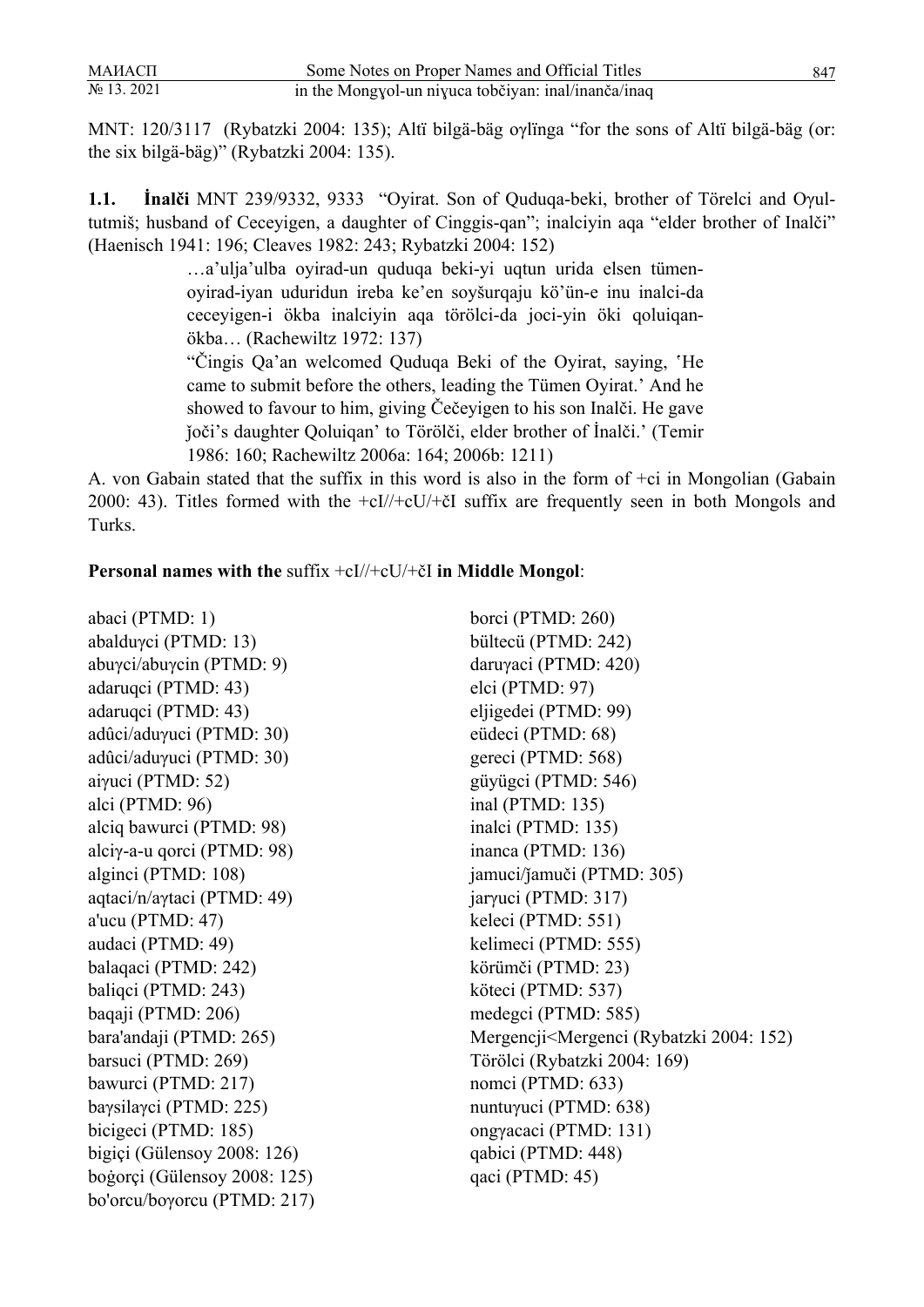MNT: 120/3117 (Rybatzki 2004: 135); Altï bilgä-bäg oɣlïnga "for the sons of Altï bilgä-bäg (or: the six bilgä-bäg)" (Rybatzki 2004: 135).

**1.1. İnalči** MNT 239/9332, 9333 "Oyirat. Son of Quduqa-beki, brother of Törelci and Oɣul-tutmiš; husband of Ceceyigen, a daughter of Cinggis-qan"; inalciyin aqa "elder brother of Inalči" (Haenisch 1941: 196; Cleaves 1982: 243; Rybatzki 2004: 152)

> …a'ulja'ulba oyirad-un quduqa beki-yi uqtun urida elsen tümen-oyirad-iyan uduridun ireba ke'en soyšurqaju kö'ün-e inu inalci-da ceceyigen-i ökba inalciyin aqa törölci-da joci-yin öki qoluiqan-ökba… (Rachewiltz 1972: 137)
>
> "Čingis Qa'an welcomed Quduqa Beki of the Oyirat, saying, 'He came to submit before the others, leading the Tümen Oyirat.' And he showed to favour to him, giving Čečeyigen to his son Inalči. He gave ǰoči's daughter Qoluiqan' to Törölči, elder brother of İnalči.' (Temir 1986: 160; Rachewiltz 2006a: 164; 2006b: 1211)

A. von Gabain stated that the suffix in this word is also in the form of +ci in Mongolian (Gabain 2000: 43). Titles formed with the +cI//+cU/+čI suffix are frequently seen in both Mongols and Turks.

**Personal names with the** suffix +cI//+cU/+čI **in Middle Mongol**:

abaci (PTMD: 1)
abalduɣci (PTMD: 13)
abuɣci/abuɣcin (PTMD: 9)
adaruqci (PTMD: 43)
adaruqci (PTMD: 43)
adûci/aduɣuci (PTMD: 30)
adûci/aduɣuci (PTMD: 30)
aiɣuci (PTMD: 52)
alci (PTMD: 96)
alciq bawurci (PTMD: 98)
alciɣ-a-u qorci (PTMD: 98)
alginci (PTMD: 108)
aqtaci/n/aɣtaci (PTMD: 49)
a'ucu (PTMD: 47)
audaci (PTMD: 49)
balaqaci (PTMD: 242)
baliqci (PTMD: 243)
baqaji (PTMD: 206)
bara'andaji (PTMD: 265)
barsuci (PTMD: 269)
bawurci (PTMD: 217)
baɣsilaɣci (PTMD: 225)
bicigeci (PTMD: 185)
bigiçi (Gülensoy 2008: 126)
boġorçi (Gülensoy 2008: 125)
bo'orcu/boɣorcu (PTMD: 217)
borci (PTMD: 260)
bültecü (PTMD: 242)
daruɣaci (PTMD: 420)
elci (PTMD: 97)
eljigedei (PTMD: 99)
eüdeci (PTMD: 68)
gereci (PTMD: 568)
güyügci (PTMD: 546)
inal (PTMD: 135)
inalci (PTMD: 135)
inanca (PTMD: 136)
jamuci/ǰamuči (PTMD: 305)
jarɣuci (PTMD: 317)
keleci (PTMD: 551)
kelimeci (PTMD: 555)
körümči (PTMD: 23)
köteci (PTMD: 537)
medegci (PTMD: 585)
Mergencji<Mergenci (Rybatzki 2004: 152)
Törölci (Rybatzki 2004: 169)
nomci (PTMD: 633)
nuntuɣuci (PTMD: 638)
ongɣacaci (PTMD: 131)
qabici (PTMD: 448)
qaci (PTMD: 45)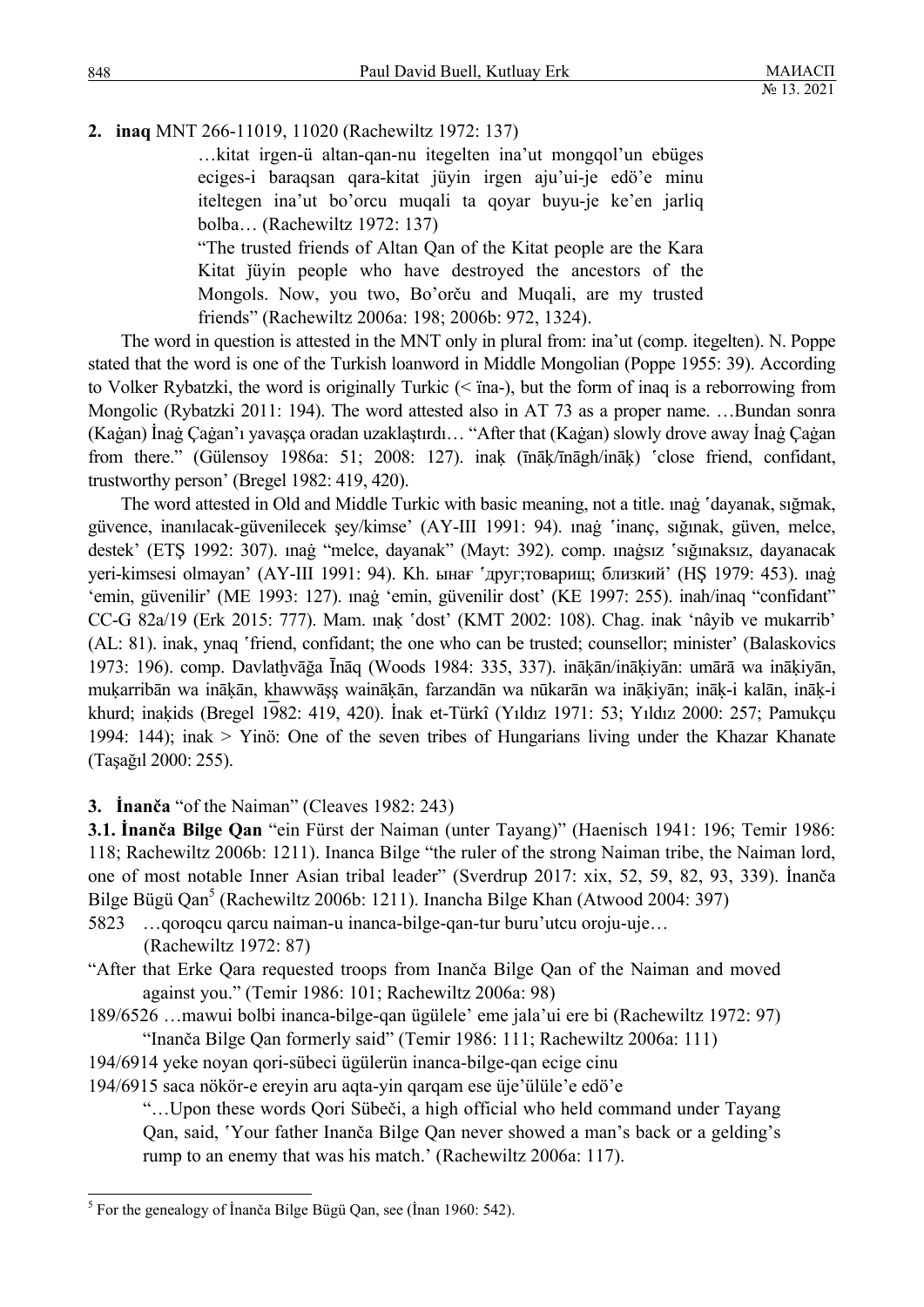**2. inaq** MNT 266-11019, 11020 (Rachewiltz 1972: 137)

> …kitat irgen-ü altan-qan-nu itegelten ina'ut mongqol'un ebüges eciges-i baraqsan qara-kitat jüyin irgen aju'ui-je edö'e minu iteltegen ina'ut bo'orcu muqali ta qoyar buyu-je ke'en jarliq bolba… (Rachewiltz 1972: 137)
>
> "The trusted friends of Altan Qan of the Kitat people are the Kara Kitat ǰüyin people who have destroyed the ancestors of the Mongols. Now, you two, Bo'orču and Muqali, are my trusted friends" (Rachewiltz 2006a: 198; 2006b: 972, 1324).

The word in question is attested in the MNT only in plural from: ina'ut (comp. itegelten). N. Poppe stated that the word is one of the Turkish loanword in Middle Mongolian (Poppe 1955: 39). According to Volker Rybatzki, the word is originally Turkic (< ïna-), but the form of inaq is a reborrowing from Mongolic (Rybatzki 2011: 194). The word attested also in AT 73 as a proper name. …Bundan sonra (Kaġan) İnaġ Çaġan'ı yavaşça oradan uzaklaştırdı… "After that (Kaġan) slowly drove away İnaġ Çaġan from there." (Gülensoy 1986a: 51; 2008: 127). inaḳ (īnāḳ/īnāgh/ināḳ) ʽclose friend, confidant, trustworthy person' (Bregel 1982: 419, 420).

The word attested in Old and Middle Turkic with basic meaning, not a title. ınaġ ʽdayanak, sığmak, güvence, inanılacak-güvenilecek şey/kimse' (AY-III 1991: 94). ınaġ ʽinanç, sığınak, güven, melce, destek' (ETŞ 1992: 307). ınaġ "melce, dayanak" (Mayt: 392). comp. ınaġsız ʽsığınaksız, dayanacak yeri-kimsesi olmayan' (AY-III 1991: 94). Kh. ынағ ʽдруг;товарищ; близкий' (HŞ 1979: 453). ınaġ ʽemin, güvenilir' (ME 1993: 127). ınaġ 'emin, güvenilir dost' (KE 1997: 255). inah/inaq "confidant" CC-G 82a/19 (Erk 2015: 777). Mam. ınaḳ ʽdost' (KMT 2002: 108). Chag. inak 'nâyib ve mukarrib' (AL: 81). inak, ynaq ʽfriend, confidant; the one who can be trusted; counsellor; minister' (Balaskovics 1973: 196). comp. Davlatẖvāğa Īnāq (Woods 1984: 335, 337). ināḳān/ināḳiyān: umārā wa ināḳiyān, muḳarribān wa ināḳān, ḵhawwāṣṣ waināḳān, farzandān wa nūkarān wa ināḳiyān; ināḳ-i kalān, ināḳ-i khurd; inaḳids (Bregel 1982: 419, 420). İnak et-Türkî (Yıldız 1971: 53; Yıldız 2000: 257; Pamukçu 1994: 144); inak > Yinö: One of the seven tribes of Hungarians living under the Khazar Khanate (Taşağıl 2000: 255).

**3. İnanča** "of the Naiman" (Cleaves 1982: 243)

**3.1. İnanča Bilge Qan** "ein Fürst der Naiman (unter Tayang)" (Haenisch 1941: 196; Temir 1986: 118; Rachewiltz 2006b: 1211). Inanca Bilge "the ruler of the strong Naiman tribe, the Naiman lord, one of most notable Inner Asian tribal leader" (Sverdrup 2017: xix, 52, 59, 82, 93, 339). İnanča Bilge Bügü Qan[5] (Rachewiltz 2006b: 1211). Inancha Bilge Khan (Atwood 2004: 397)

5823 …qoroqcu qarcu naiman-u inanca-bilge-qan-tur buru'utcu oroju-uje…
(Rachewiltz 1972: 87)

"After that Erke Qara requested troops from Inanča Bilge Qan of the Naiman and moved against you." (Temir 1986: 101; Rachewiltz 2006a: 98)

189/6526 …mawui bolbi inanca-bilge-qan ügülele' eme jala'ui ere bi (Rachewiltz 1972: 97)
"Inanča Bilge Qan formerly said" (Temir 1986: 111; Rachewiltz 2006a: 111)

194/6914 yeke noyan qori-sübeci ügülerün inanca-bilge-qan ecige cinu
194/6915 saca nökör-e ereyin aru aqta-yin qarqam ese üje'ülüle'e edö'e

"…Upon these words Qori Sübeči, a high official who held command under Tayang Qan, said, ʽYour father Inanča Bilge Qan never showed a man's back or a gelding's rump to an enemy that was his match.' (Rachewiltz 2006a: 117).

---

[5] For the genealogy of İnanča Bilge Bügü Qan, see (İnan 1960: 542).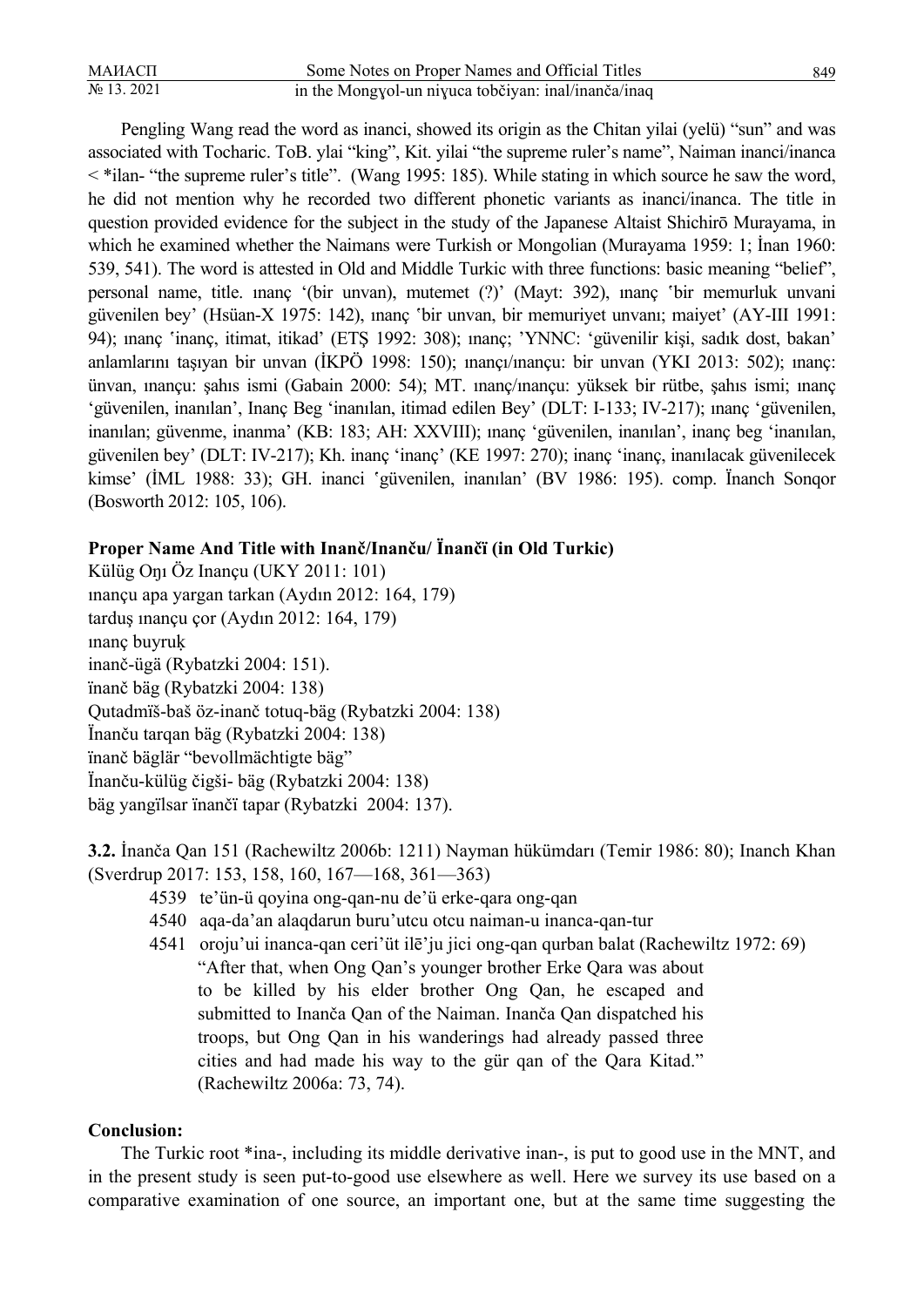Pengling Wang read the word as inanci, showed its origin as the Chitan yilai (yelü) "sun" and was associated with Tocharic. ToB. ylai "king", Kit. yilai "the supreme ruler's name", Naiman inanci/inanca < *ilan- "the supreme ruler's title". (Wang 1995: 185). While stating in which source he saw the word, he did not mention why he recorded two different phonetic variants as inanci/inanca. The title in question provided evidence for the subject in the study of the Japanese Altaist Shichirō Murayama, in which he examined whether the Naimans were Turkish or Mongolian (Murayama 1959: 1; İnan 1960: 539, 541). The word is attested in Old and Middle Turkic with three functions: basic meaning "belief", personal name, title. ınanç '(bir unvan), mutemet (?)' (Mayt: 392), ınanç ʿbir memurluk unvani güvenilen bey' (Hsüan-X 1975: 142), ınanç ʿbir unvan, bir memuriyet unvanı; maiyet' (AY-III 1991: 94); ınanç ʿinanç, itimat, itikad' (ETŞ 1992: 308); ınanç; 'YNNC: 'güvenilir kişi, sadık dost, bakan' anlamlarını taşıyan bir unvan (İKPÖ 1998: 150); ınançı/ınançu: bir unvan (YKI 2013: 502); ınanç: ünvan, ınançu: şahıs ismi (Gabain 2000: 54); MT. ınanç/ınançu: yüksek bir rütbe, şahıs ismi; ınanç 'güvenilen, inanılan', Inanç Beg 'inanılan, itimad edilen Bey' (DLT: I-133; IV-217); ınanç 'güvenilen, inanılan; güvenme, inanma' (KB: 183; AH: XXVIII); ınanç 'güvenilen, inanılan', inanç beg 'inanılan, güvenilen bey' (DLT: IV-217); Kh. inanç 'inanç' (KE 1997: 270); inanç 'inanç, inanılacak güvenilecek kimse' (İML 1988: 33); GH. inanci ʿgüvenilen, inanılan' (BV 1986: 195). comp. Ïnanch Sonqor (Bosworth 2012: 105, 106).

**Proper Name And Title with Inanč/Inanču/ Ïnančï (in Old Turkic)**

Külüg Oŋı Öz Inançu (UKY 2011: 101)
ınançu apa yargan tarkan (Aydın 2012: 164, 179)
tarduş ınançu çor (Aydın 2012: 164, 179)
ınanç buyruḳ
inanč-ügä (Rybatzki 2004: 151).
ïnanč bäg (Rybatzki 2004: 138)
Qutadmïš-baš öz-inanč totuq-bäg (Rybatzki 2004: 138)
Ïnanču tarqan bäg (Rybatzki 2004: 138)
ïnanč bäglär "bevollmächtigte bäg"
Ïnanču-külüg čigši- bäg (Rybatzki 2004: 138)
bäg yangïlsar ïnančï tapar (Rybatzki 2004: 137).

**3.2.** İnanča Qan 151 (Rachewiltz 2006b: 1211) Nayman hükümdarı (Temir 1986: 80); Inanch Khan (Sverdrup 2017: 153, 158, 160, 167—168, 361—363)

4539 te'ün-ü qoyina ong-qan-nu de'ü erke-qara ong-qan
4540 aqa-da'an alaqdarun buru'utcu otcu naiman-u inanca-qan-tur
4541 oroju'ui inanca-qan ceri'üt ilē'ju jici ong-qan qurban balat (Rachewiltz 1972: 69)

"After that, when Ong Qan's younger brother Erke Qara was about to be killed by his elder brother Ong Qan, he escaped and submitted to Inanča Qan of the Naiman. Inanča Qan dispatched his troops, but Ong Qan in his wanderings had already passed three cities and had made his way to the gür qan of the Qara Kitad." (Rachewiltz 2006a: 73, 74).

**Conclusion:**

The Turkic root *ina-, including its middle derivative inan-, is put to good use in the MNT, and in the present study is seen put-to-good use elsewhere as well. Here we survey its use based on a comparative examination of one source, an important one, but at the same time suggesting the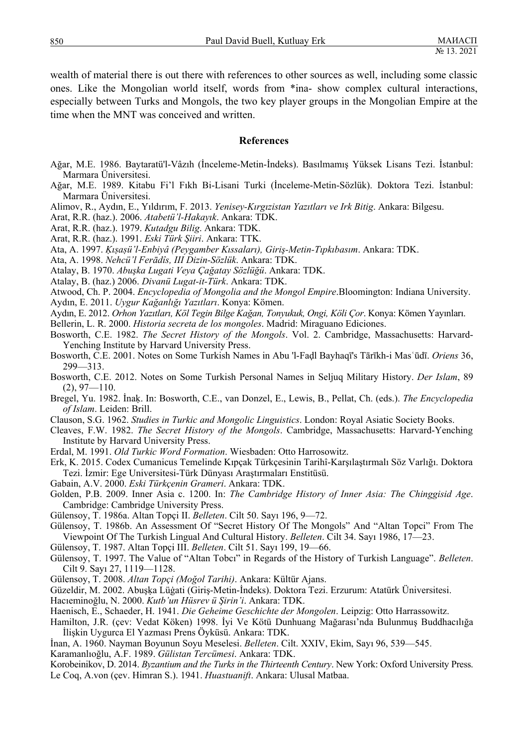wealth of material there is out there with references to other sources as well, including some classic ones. Like the Mongolian world itself, words from *ina- show complex cultural interactions, especially between Turks and Mongols, the two key player groups in the Mongolian Empire at the time when the MNT was conceived and written.

## References

Ağar, M.E. 1986. Baytaratü'l-Vâzıh (İnceleme-Metin-İndeks). Basılmamış Yüksek Lisans Tezi. İstanbul: Marmara Üniversitesi.

Ağar, M.E. 1989. Kitabu Fi'l Fıkh Bi-Lisani Turki (İnceleme-Metin-Sözlük). Doktora Tezi. İstanbul: Marmara Üniversitesi.

Alimov, R., Aydın, E., Yıldırım, F. 2013. *Yenisey-Kırgızistan Yazıtları ve Irk Bitig*. Ankara: Bilgesu.

Arat, R.R. (haz.). 2006. *Atabetü'l-Hakayık*. Ankara: TDK.

Arat, R.R. (haz.). 1979. *Kutadgu Bilig*. Ankara: TDK.

Arat, R.R. (haz.). 1991. *Eski Türk Şiiri*. Ankara: TTK.

Ata, A. 1997. *Ḳıṣaṣü'l-Enbiyâ (Peygamber Kıssaları), Giriş-Metin-Tıpkıbasım*. Ankara: TDK.

Ata, A. 1998. *Nehcü'l Ferādīs, III Dizin-Sözlük*. Ankara: TDK.

Atalay, B. 1970. *Abuşka Lugati Veya Çağatay Sözlüğü*. Ankara: TDK.

Atalay, B. (haz.) 2006. *Divanü Lugat-it-Türk*. Ankara: TDK.

Atwood, Ch. P. 2004. *Encyclopedia of Mongolia and the Mongol Empire*.Bloomington: Indiana University.

Aydın, E. 2011. *Uygur Kağanlığı Yazıtları*. Konya: Kömen.

Aydın, E. 2012. *Orhon Yazıtları, Köl Tegin Bilge Kağan, Tonyukuk, Ongi, Köli Çor*. Konya: Kömen Yayınları.

Bellerin, L. R. 2000. *Historia secreta de los mongoles*. Madrid: Miraguano Ediciones.

Bosworth, C.E. 1982. *The Secret History of the Mongols*. Vol. 2. Cambridge, Massachusetts: Harvard-Yenching Institute by Harvard University Press.

Bosworth, C.E. 2001. Notes on Some Turkish Names in Abu 'l-Faḍl Bayhaqī's Tārīkh-i Masʿūdī. *Oriens* 36, 299—313.

Bosworth, C.E. 2012. Notes on Some Turkish Personal Names in Seljuq Military History. *Der Islam*, 89 (2), 97—110.

Bregel, Yu. 1982. İnaḳ. In: Bosworth, C.E., van Donzel, E., Lewis, B., Pellat, Ch. (eds.). *The Encyclopedia of Islam*. Leiden: Brill.

Clauson, S.G. 1962. *Studies in Turkic and Mongolic Linguistics*. London: Royal Asiatic Society Books.

Cleaves, F.W. 1982. *The Secret History of the Mongols*. Cambridge, Massachusetts: Harvard-Yenching Institute by Harvard University Press.

Erdal, M. 1991. *Old Turkic Word Formation*. Wiesbaden: Otto Harrosowitz.

Erk, K. 2015. Codex Cumanicus Temelinde Kıpçak Türkçesinin Tarihî-Karşılaştırmalı Söz Varlığı. Doktora Tezi. İzmir: Ege Universitesi-Türk Dünyası Araştırmaları Enstitüsü.

Gabain, A.V. 2000. *Eski Türkçenin Grameri*. Ankara: TDK.

Golden, P.B. 2009. Inner Asia c. 1200. In: *The Cambridge History of Inner Asia: The Chinggisid Age*. Cambridge: Cambridge University Press.

Gülensoy, T. 1986a. Altan Topçi II. *Belleten*. Cilt 50. Sayı 196, 9—72.

Gülensoy, T. 1986b. An Assessment Of "Secret History Of The Mongols" And "Altan Topci" From The Viewpoint Of The Turkish Lingual And Cultural History. *Belleten*. Cilt 34. Sayı 1986, 17—23.

Gülensoy, T. 1987. Altan Topçi III. *Belleten*. Cilt 51. Sayı 199, 19—66.

Gülensoy, T. 1997. The Value of "Altan Tobcı" in Regards of the History of Turkish Language". *Belleten*. Cilt 9. Sayı 27, 1119—1128.

Gülensoy, T. 2008. *Altan Topçi (Moğol Tarihi)*. Ankara: Kültür Ajans.

Güzeldir, M. 2002. Abuşḳa Lüġati (Giriş-Metin-İndeks). Doktora Tezi. Erzurum: Atatürk Üniversitesi.

Hacıeminoğlu, N. 2000. *Kutb'un Hüsrev ü Şirin'i*. Ankara: TDK.

Haenisch, E., Schaeder, H. 1941. *Die Geheime Geschichte der Mongolen*. Leipzig: Otto Harrassowitz.

Hamilton, J.R. (çev: Vedat Köken) 1998. İyi Ve Kötü Dunhuang Mağarası'nda Bulunmuş Buddhacılığa İlişkin Uygurca El Yazması Prens Öyküsü. Ankara: TDK.

İnan, A. 1960. Nayman Boyunun Soyu Meselesi. *Belleten*. Cilt. XXIV, Ekim, Sayı 96, 539—545.

Karamanlıoğlu, A.F. 1989. *Gülistan Tercümesi*. Ankara: TDK.

Korobeinikov, D. 2014. *Byzantium and the Turks in the Thirteenth Century*. New York: Oxford University Press.

Le Coq, A.von (çev. Himran S.). 1941. *Huastuanift*. Ankara: Ulusal Matbaa.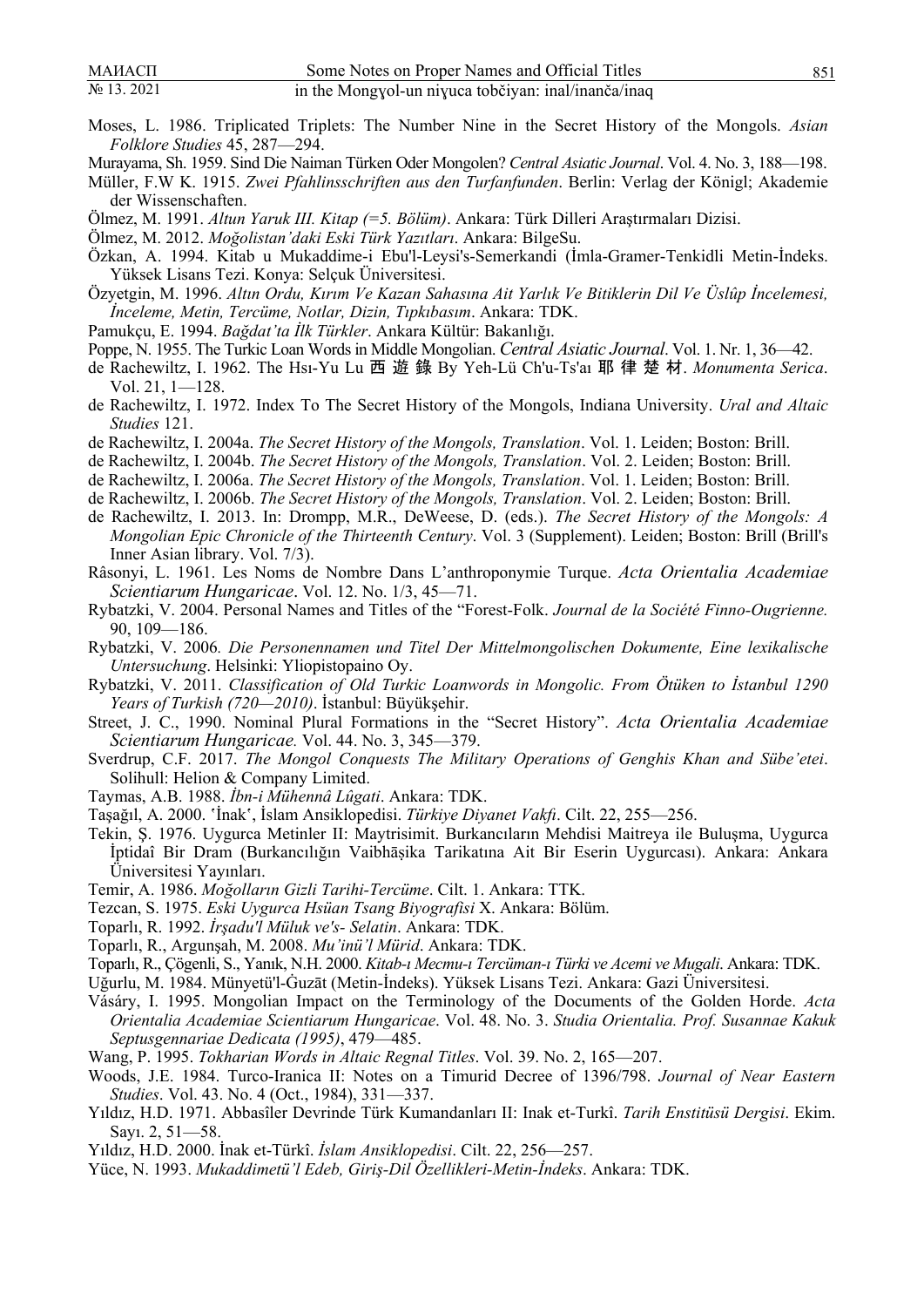Moses, L. 1986. Triplicated Triplets: The Number Nine in the Secret History of the Mongols. *Asian Folklore Studies* 45, 287—294.

Murayama, Sh. 1959. Sind Die Naiman Türken Oder Mongolen? *Central Asiatic Journal*. Vol. 4. No. 3, 188—198.

Müller, F.W K. 1915. *Zwei Pfahlinsschriften aus den Turfanfunden*. Berlin: Verlag der Königl; Akademie der Wissenschaften.

Ölmez, M. 1991. *Altun Yaruk III. Kitap (=5. Bölüm)*. Ankara: Türk Dilleri Araştırmaları Dizisi.

Ölmez, M. 2012. *Moğolistan'daki Eski Türk Yazıtları*. Ankara: BilgeSu.

Özkan, A. 1994. Kitab u Mukaddime-i Ebu'l-Leysi's-Semerkandi (İmla-Gramer-Tenkidli Metin-İndeks. Yüksek Lisans Tezi. Konya: Selçuk Üniversitesi.

Özyetgin, M. 1996. *Altın Ordu, Kırım Ve Kazan Sahasına Ait Yarlık Ve Bitiklerin Dil Ve Üslûp İncelemesi, İnceleme, Metin, Tercüme, Notlar, Dizin, Tıpkıbasım*. Ankara: TDK.

Pamukçu, E. 1994. *Bağdat'ta İlk Türkler*. Ankara Kültür: Bakanlığı.

Poppe, N. 1955. The Turkic Loan Words in Middle Mongolian. *Central Asiatic Journal*. Vol. 1. Nr. 1, 36—42.

de Rachewiltz, I. 1962. The Hsı-Yu Lu 西 遊 錄 By Yeh-Lü Ch'u-Ts'aı 耶 律 楚 材. *Monumenta Serica*. Vol. 21, 1—128.

de Rachewiltz, I. 1972. Index To The Secret History of the Mongols, Indiana University. *Ural and Altaic Studies* 121.

de Rachewiltz, I. 2004a. *The Secret History of the Mongols, Translation*. Vol. 1. Leiden; Boston: Brill.

de Rachewiltz, I. 2004b. *The Secret History of the Mongols, Translation*. Vol. 2. Leiden; Boston: Brill.

de Rachewiltz, I. 2006a. *The Secret History of the Mongols, Translation*. Vol. 1. Leiden; Boston: Brill.

de Rachewiltz, I. 2006b. *The Secret History of the Mongols, Translation*. Vol. 2. Leiden; Boston: Brill.

de Rachewiltz, I. 2013. In: Drompp, M.R., DeWeese, D. (eds.). *The Secret History of the Mongols: A Mongolian Epic Chronicle of the Thirteenth Century*. Vol. 3 (Supplement). Leiden; Boston: Brill (Brill's Inner Asian library. Vol. 7/3).

Râsonyi, L. 1961. Les Noms de Nombre Dans L'anthroponymie Turque. *Acta Orientalia Academiae Scientiarum Hungaricae*. Vol. 12. No. 1/3, 45—71.

Rybatzki, V. 2004. Personal Names and Titles of the "Forest-Folk. *Journal de la Société Finno-Ougrienne.* 90, 109—186.

Rybatzki, V. 2006. *Die Personennamen und Titel Der Mittelmongolischen Dokumente, Eine lexikalische Untersuchung*. Helsinki: Yliopistopaino Oy.

Rybatzki, V. 2011. *Classification of Old Turkic Loanwords in Mongolic. From Ötüken to İstanbul 1290 Years of Turkish (720—2010)*. İstanbul: Büyükşehir.

Street, J. C., 1990. Nominal Plural Formations in the "Secret History". *Acta Orientalia Academiae Scientiarum Hungaricae.* Vol. 44. No. 3, 345—379.

Sverdrup, C.F. 2017. *The Mongol Conquests The Military Operations of Genghis Khan and Sübe'etei*. Solihull: Helion & Company Limited.

Taymas, A.B. 1988. *İbn-i Mühennâ Lûgati*. Ankara: TDK.

Taşağıl, A. 2000. ʻİnakʻ, İslam Ansiklopedisi. *Türkiye Diyanet Vakfı*. Cilt. 22, 255—256.

Tekin, Ş. 1976. Uygurca Metinler II: Maytrisimit. Burkancıların Mehdisi Maitreya ile Buluşma, Uygurca İptidaî Bir Dram (Burkancılığın Vaibhāṣika Tarikatına Ait Bir Eserin Uygurcası). Ankara: Ankara Üniversitesi Yayınları.

Temir, A. 1986. *Moğolların Gizli Tarihi-Tercüme*. Cilt. 1. Ankara: TTK.

Tezcan, S. 1975. *Eski Uygurca Hsüan Tsang Biyografisi* X. Ankara: Bölüm.

Toparlı, R. 1992. *İrşadu'l Müluk ve's- Selatin*. Ankara: TDK.

Toparlı, R., Argunşah, M. 2008. *Mu'inü'l Mürid*. Ankara: TDK.

Toparlı, R., Çögenli, S., Yanık, N.H. 2000. *Kitab-ı Mecmu-ı Tercüman-ı Türki ve Acemi ve Mugali*. Ankara: TDK.

Uğurlu, M. 1984. Münyetü'l-Ġuzāt (Metin-İndeks). Yüksek Lisans Tezi. Ankara: Gazi Üniversitesi.

Vásáry, I. 1995. Mongolian Impact on the Terminology of the Documents of the Golden Horde. *Acta Orientalia Academiae Scientiarum Hungaricae*. Vol. 48. No. 3. *Studia Orientalia. Prof. Susannae Kakuk Septusgennariae Dedicata (1995)*, 479—485.

Wang, P. 1995. *Tokharian Words in Altaic Regnal Titles*. Vol. 39. No. 2, 165—207.

Woods, J.E. 1984. Turco-Iranica II: Notes on a Timurid Decree of 1396/798. *Journal of Near Eastern Studies*. Vol. 43. No. 4 (Oct., 1984), 331—337.

Yıldız, H.D. 1971. Abbasîler Devrinde Türk Kumandanları II: Inak et-Turkî. *Tarih Enstitüsü Dergisi*. Ekim. Sayı. 2, 51—58.

Yıldız, H.D. 2000. İnak et-Türkî. *İslam Ansiklopedisi*. Cilt. 22, 256—257.

Yüce, N. 1993. *Mukaddimetü'l Edeb, Giriş-Dil Özellikleri-Metin-İndeks*. Ankara: TDK.